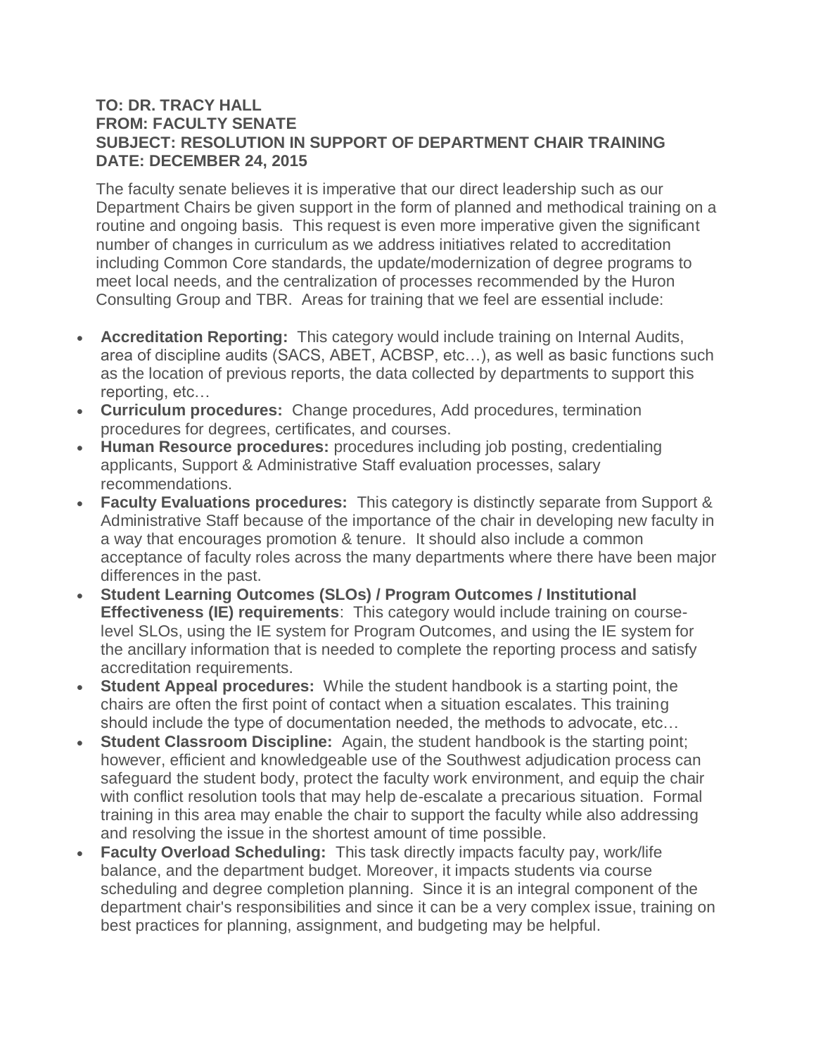**TO: DR. TRACY HALL**
**FROM: FACULTY SENATE**
**SUBJECT: RESOLUTION IN SUPPORT OF DEPARTMENT CHAIR TRAINING**
**DATE: DECEMBER 24, 2015**

The faculty senate believes it is imperative that our direct leadership such as our Department Chairs be given support in the form of planned and methodical training on a routine and ongoing basis. This request is even more imperative given the significant number of changes in curriculum as we address initiatives related to accreditation including Common Core standards, the update/modernization of degree programs to meet local needs, and the centralization of processes recommended by the Huron Consulting Group and TBR. Areas for training that we feel are essential include:

- **Accreditation Reporting:** This category would include training on Internal Audits, area of discipline audits (SACS, ABET, ACBSP, etc…), as well as basic functions such as the location of previous reports, the data collected by departments to support this reporting, etc…
- **Curriculum procedures:** Change procedures, Add procedures, termination procedures for degrees, certificates, and courses.
- **Human Resource procedures:** procedures including job posting, credentialing applicants, Support & Administrative Staff evaluation processes, salary recommendations.
- **Faculty Evaluations procedures:** This category is distinctly separate from Support & Administrative Staff because of the importance of the chair in developing new faculty in a way that encourages promotion & tenure. It should also include a common acceptance of faculty roles across the many departments where there have been major differences in the past.
- **Student Learning Outcomes (SLOs) / Program Outcomes / Institutional Effectiveness (IE) requirements**: This category would include training on course-level SLOs, using the IE system for Program Outcomes, and using the IE system for the ancillary information that is needed to complete the reporting process and satisfy accreditation requirements.
- **Student Appeal procedures:** While the student handbook is a starting point, the chairs are often the first point of contact when a situation escalates. This training should include the type of documentation needed, the methods to advocate, etc…
- **Student Classroom Discipline:** Again, the student handbook is the starting point; however, efficient and knowledgeable use of the Southwest adjudication process can safeguard the student body, protect the faculty work environment, and equip the chair with conflict resolution tools that may help de-escalate a precarious situation. Formal training in this area may enable the chair to support the faculty while also addressing and resolving the issue in the shortest amount of time possible.
- **Faculty Overload Scheduling:** This task directly impacts faculty pay, work/life balance, and the department budget. Moreover, it impacts students via course scheduling and degree completion planning. Since it is an integral component of the department chair's responsibilities and since it can be a very complex issue, training on best practices for planning, assignment, and budgeting may be helpful.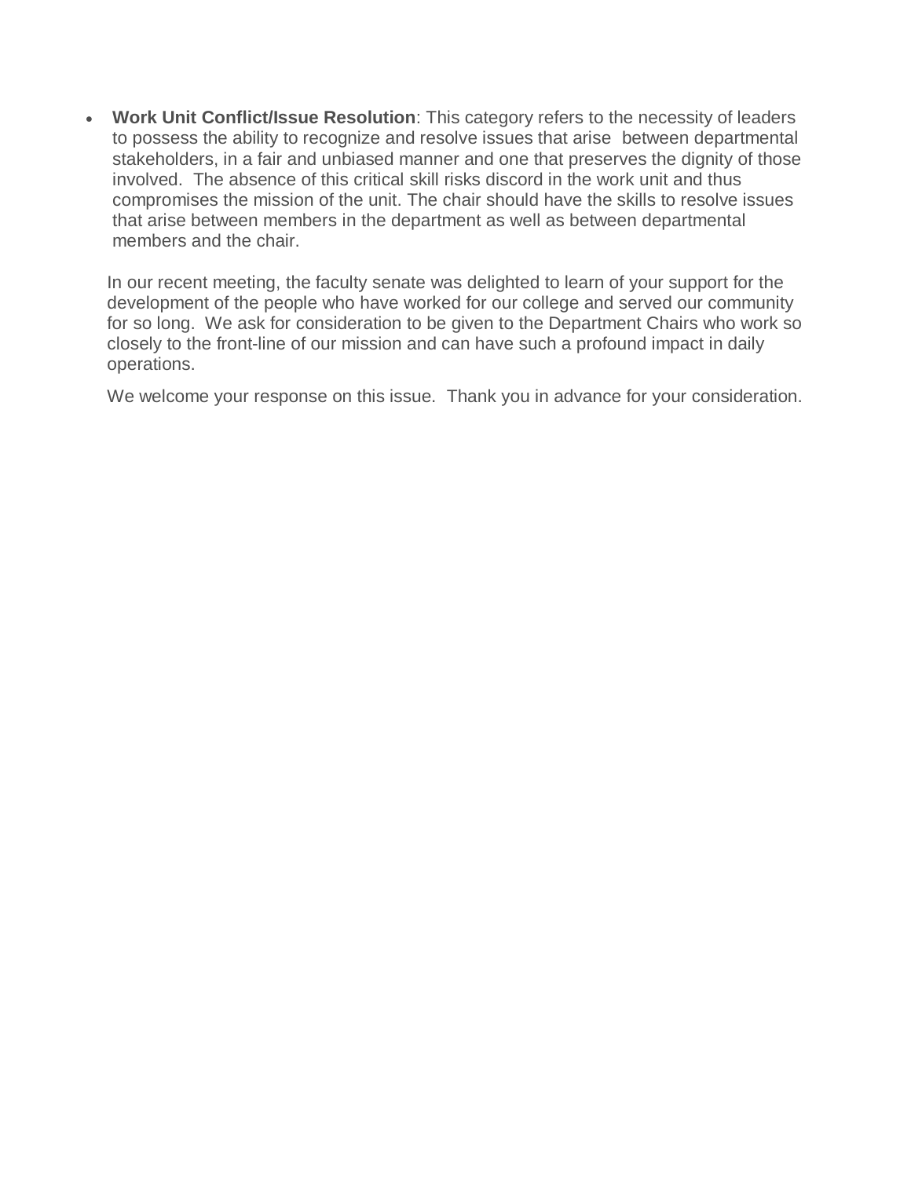- **Work Unit Conflict/Issue Resolution**: This category refers to the necessity of leaders to possess the ability to recognize and resolve issues that arise between departmental stakeholders, in a fair and unbiased manner and one that preserves the dignity of those involved. The absence of this critical skill risks discord in the work unit and thus compromises the mission of the unit. The chair should have the skills to resolve issues that arise between members in the department as well as between departmental members and the chair.

In our recent meeting, the faculty senate was delighted to learn of your support for the development of the people who have worked for our college and served our community for so long. We ask for consideration to be given to the Department Chairs who work so closely to the front-line of our mission and can have such a profound impact in daily operations.

We welcome your response on this issue. Thank you in advance for your consideration.